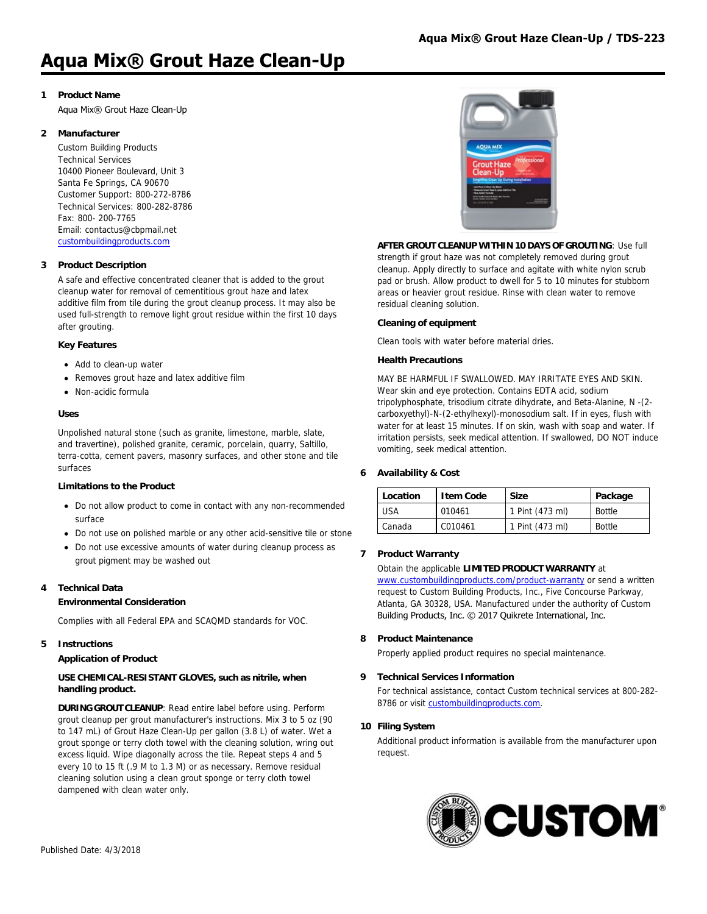# Aqua Mix® Grout Haze Clean-Up

## 1 Product Name

Aqua Mix® Grout Haze Clean-Up

## 2 Manufacturer

Custom Building Products
Technical Services
10400 Pioneer Boulevard, Unit 3
Santa Fe Springs, CA 90670
Customer Support: 800-272-8786
Technical Services: 800-282-8786
Fax: 800- 200-7765
Email: contactus@cbpmail.net
custombuildingproducts.com

## 3 Product Description

A safe and effective concentrated cleaner that is added to the grout cleanup water for removal of cementitious grout haze and latex additive film from tile during the grout cleanup process. It may also be used full-strength to remove light grout residue within the first 10 days after grouting.

### Key Features

- Add to clean-up water
- Removes grout haze and latex additive film
- Non-acidic formula

### Uses

Unpolished natural stone (such as granite, limestone, marble, slate, and travertine), polished granite, ceramic, porcelain, quarry, Saltillo, terra-cotta, cement pavers, masonry surfaces, and other stone and tile surfaces

### Limitations to the Product

- Do not allow product to come in contact with any non-recommended surface
- Do not use on polished marble or any other acid-sensitive tile or stone
- Do not use excessive amounts of water during cleanup process as grout pigment may be washed out

## 4 Technical Data

### Environmental Consideration

Complies with all Federal EPA and SCAQMD standards for VOC.

## 5 Instructions

### Application of Product

**USE CHEMICAL-RESISTANT GLOVES, such as nitrile, when handling product.**

**DURING GROUT CLEANUP**: Read entire label before using. Perform grout cleanup per grout manufacturer's instructions. Mix 3 to 5 oz (90 to 147 mL) of Grout Haze Clean-Up per gallon (3.8 L) of water. Wet a grout sponge or terry cloth towel with the cleaning solution, wring out excess liquid. Wipe diagonally across the tile. Repeat steps 4 and 5 every 10 to 15 ft (.9 M to 1.3 M) or as necessary. Remove residual cleaning solution using a clean grout sponge or terry cloth towel dampened with clean water only.

**AFTER GROUT CLEANUP WITHIN 10 DAYS OF GROUTING**: Use full strength if grout haze was not completely removed during grout cleanup. Apply directly to surface and agitate with white nylon scrub pad or brush. Allow product to dwell for 5 to 10 minutes for stubborn areas or heavier grout residue. Rinse with clean water to remove residual cleaning solution.

### Cleaning of equipment

Clean tools with water before material dries.

### Health Precautions

MAY BE HARMFUL IF SWALLOWED. MAY IRRITATE EYES AND SKIN. Wear skin and eye protection. Contains EDTA acid, sodium tripolyphosphate, trisodium citrate dihydrate, and Beta-Alanine, N -(2-carboxyethyl)-N-(2-ethylhexyl)-monosodium salt. If in eyes, flush with water for at least 15 minutes. If on skin, wash with soap and water. If irritation persists, seek medical attention. If swallowed, DO NOT induce vomiting, seek medical attention.

## 6 Availability & Cost

| Location | Item Code | Size | Package |
|---|---|---|---|
| USA | 010461 | 1 Pint (473 ml) | Bottle |
| Canada | C010461 | 1 Pint (473 ml) | Bottle |

## 7 Product Warranty

Obtain the applicable **LIMITED PRODUCT WARRANTY** at www.custombuildingproducts.com/product-warranty or send a written request to Custom Building Products, Inc., Five Concourse Parkway, Atlanta, GA 30328, USA. Manufactured under the authority of Custom Building Products, Inc. © 2017 Quikrete International, Inc.

## 8 Product Maintenance

Properly applied product requires no special maintenance.

## 9 Technical Services Information

For technical assistance, contact Custom technical services at 800-282-8786 or visit custombuildingproducts.com.

## 10 Filing System

Additional product information is available from the manufacturer upon request.

Published Date: 4/3/2018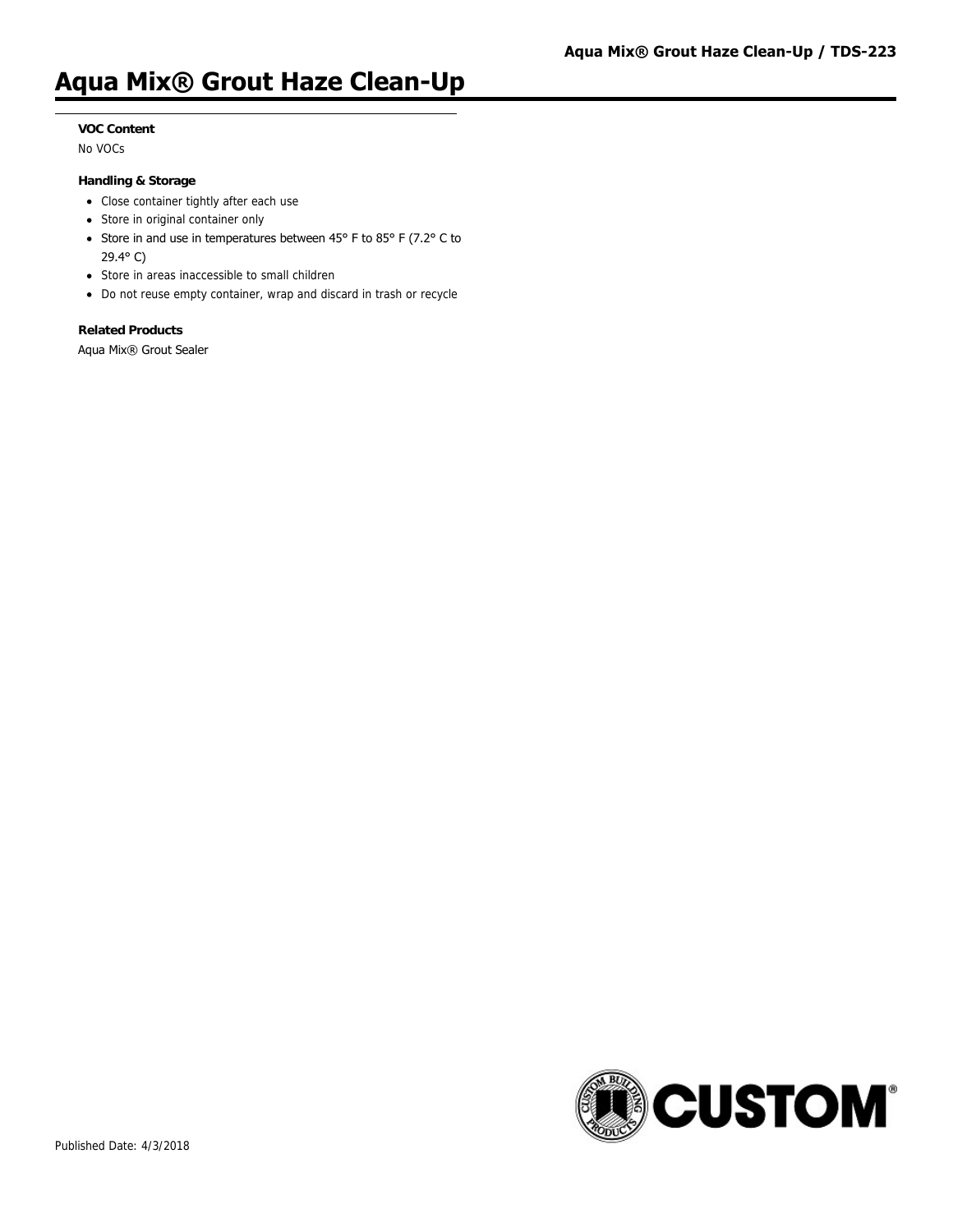#### VOC Content

No VOCs

#### Handling & Storage

- Close container tightly after each use
- Store in original container only
- Store in and use in temperatures between 45° F to 85° F (7.2° C to 29.4° C)
- Store in areas inaccessible to small children
- Do not reuse empty container, wrap and discard in trash or recycle

#### Related Products

Aqua Mix® Grout Sealer

Published Date: 4/3/2018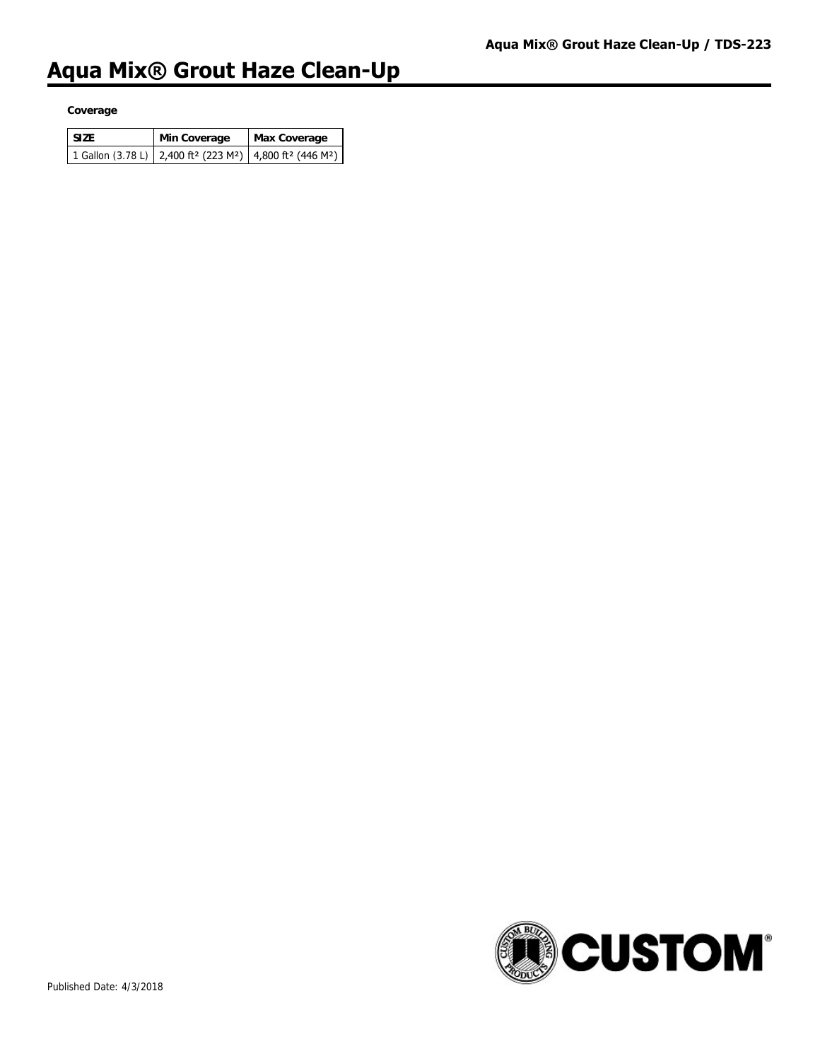# Aqua Mix® Grout Haze Clean-Up

**Coverage**

| SIZE | Min Coverage | Max Coverage |
|---|---|---|
| 1 Gallon (3.78 L) | 2,400 ft² (223 M²) | 4,800 ft² (446 M²) |

Published Date: 4/3/2018